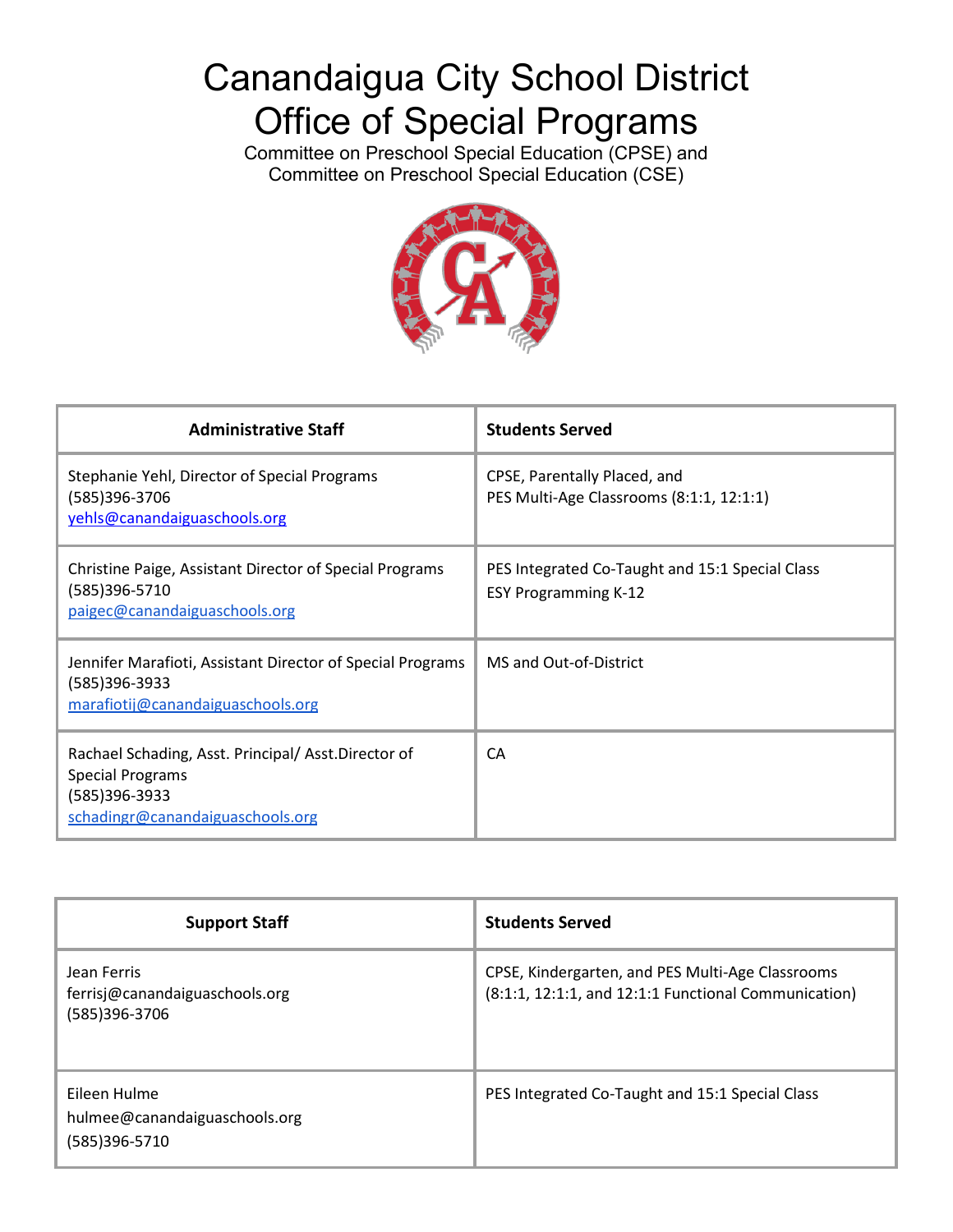# Canandaigua City School District
# Office of Special Programs

Committee on Preschool Special Education (CPSE) and
Committee on Preschool Special Education (CSE)

| Administrative Staff | Students Served |
|---|---|
| Stephanie Yehl, Director of Special Programs<br>(585)396-3706<br>yehls@canandaiguaschools.org | CPSE, Parentally Placed, and<br>PES Multi-Age Classrooms (8:1:1, 12:1:1) |
| Christine Paige, Assistant Director of Special Programs<br>(585)396-5710<br>paigec@canandaiguaschools.org | PES Integrated Co-Taught and 15:1 Special Class<br>ESY Programming K-12 |
| Jennifer Marafioti, Assistant Director of Special Programs<br>(585)396-3933<br>marafiotij@canandaiguaschools.org | MS and Out-of-District |
| Rachael Schading, Asst. Principal/ Asst.Director of Special Programs<br>(585)396-3933<br>schadingr@canandaiguaschools.org | CA |

| Support Staff | Students Served |
|---|---|
| Jean Ferris<br>ferrisj@canandaiguaschools.org<br>(585)396-3706 | CPSE, Kindergarten, and PES Multi-Age Classrooms<br>(8:1:1, 12:1:1, and 12:1:1 Functional Communication) |
| Eileen Hulme<br>hulmee@canandaiguaschools.org<br>(585)396-5710 | PES Integrated Co-Taught and 15:1 Special Class |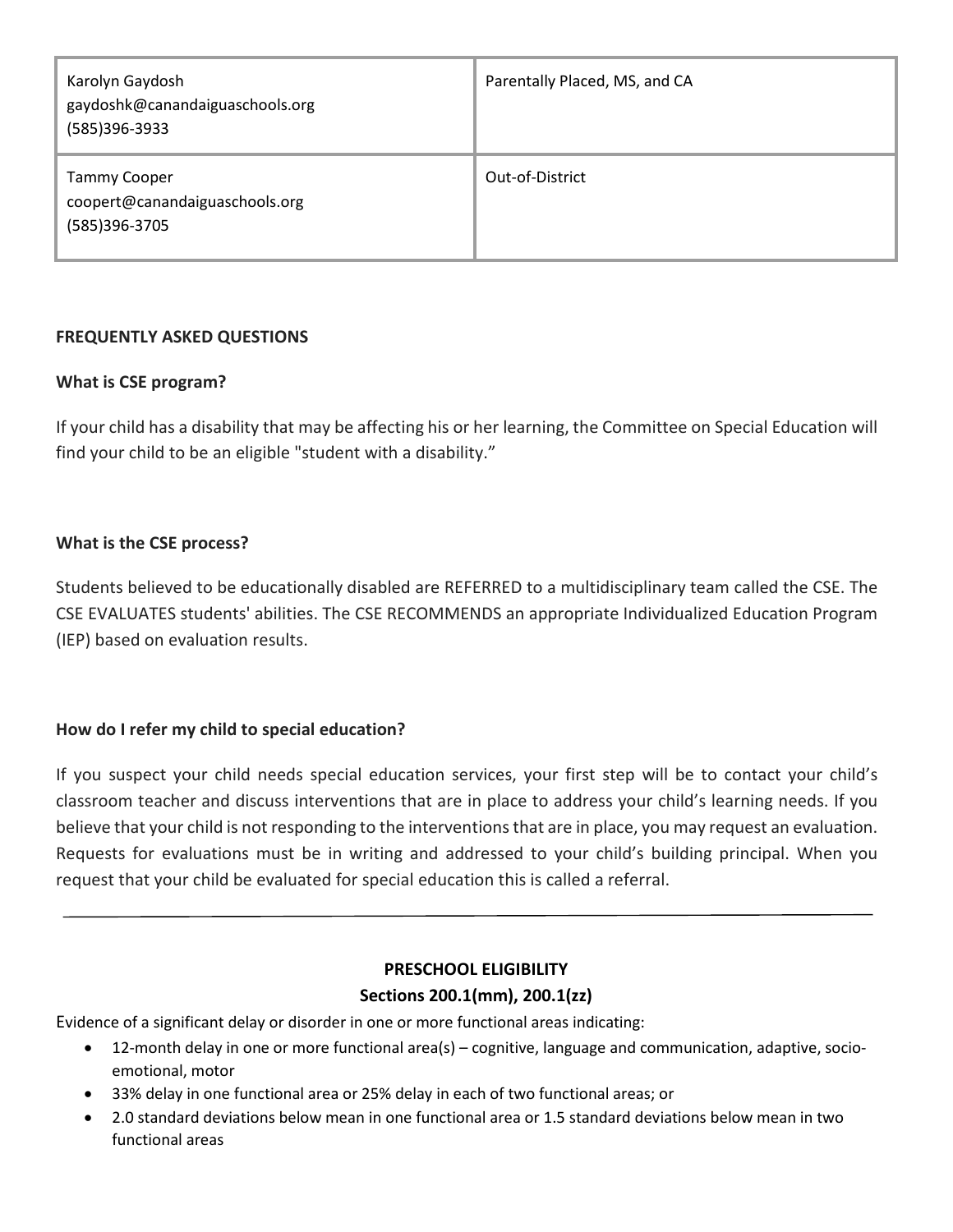| | |
|---|---|
| Karolyn Gaydosh<br>gaydoshk@canandaiguaschools.org<br>(585)396-3933 | Parentally Placed, MS, and CA |
| Tammy Cooper<br>coopert@canandaiguaschools.org<br>(585)396-3705 | Out-of-District |

**FREQUENTLY ASKED QUESTIONS**

**What is CSE program?**

If your child has a disability that may be affecting his or her learning, the Committee on Special Education will find your child to be an eligible "student with a disability."

**What is the CSE process?**

Students believed to be educationally disabled are REFERRED to a multidisciplinary team called the CSE. The CSE EVALUATES students' abilities. The CSE RECOMMENDS an appropriate Individualized Education Program (IEP) based on evaluation results.

**How do I refer my child to special education?**

If you suspect your child needs special education services, your first step will be to contact your child's classroom teacher and discuss interventions that are in place to address your child's learning needs. If you believe that your child is not responding to the interventions that are in place, you may request an evaluation. Requests for evaluations must be in writing and addressed to your child's building principal. When you request that your child be evaluated for special education this is called a referral.

---

**PRESCHOOL ELIGIBILITY**

**Sections 200.1(mm), 200.1(zz)**

Evidence of a significant delay or disorder in one or more functional areas indicating:

- 12-month delay in one or more functional area(s) – cognitive, language and communication, adaptive, socio-emotional, motor
- 33% delay in one functional area or 25% delay in each of two functional areas; or
- 2.0 standard deviations below mean in one functional area or 1.5 standard deviations below mean in two functional areas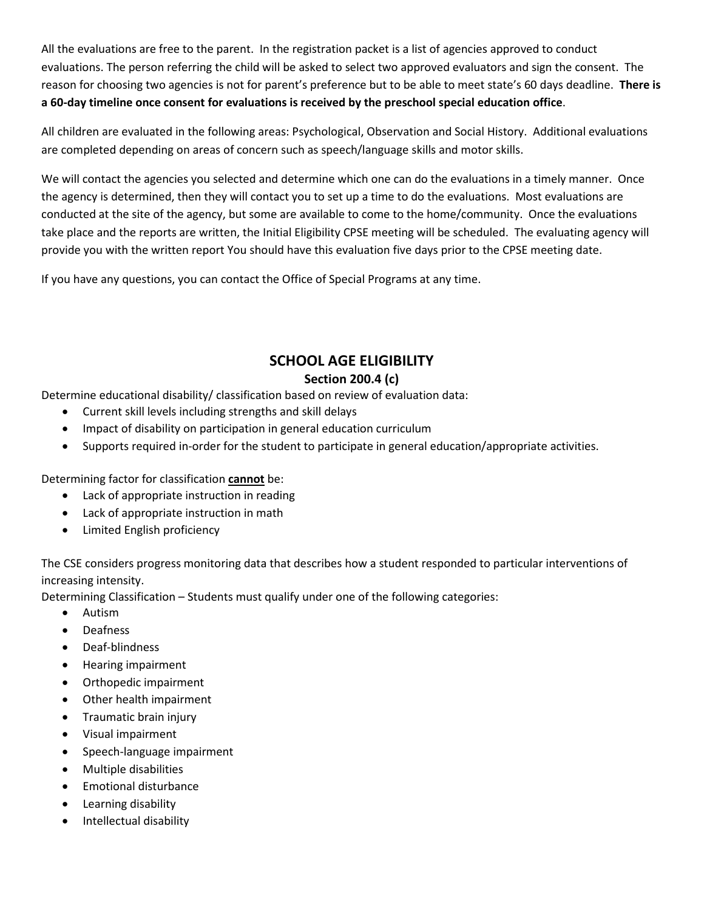All the evaluations are free to the parent. In the registration packet is a list of agencies approved to conduct evaluations. The person referring the child will be asked to select two approved evaluators and sign the consent. The reason for choosing two agencies is not for parent's preference but to be able to meet state's 60 days deadline. **There is a 60-day timeline once consent for evaluations is received by the preschool special education office**.

All children are evaluated in the following areas: Psychological, Observation and Social History. Additional evaluations are completed depending on areas of concern such as speech/language skills and motor skills.

We will contact the agencies you selected and determine which one can do the evaluations in a timely manner. Once the agency is determined, then they will contact you to set up a time to do the evaluations. Most evaluations are conducted at the site of the agency, but some are available to come to the home/community. Once the evaluations take place and the reports are written, the Initial Eligibility CPSE meeting will be scheduled. The evaluating agency will provide you with the written report You should have this evaluation five days prior to the CPSE meeting date.

If you have any questions, you can contact the Office of Special Programs at any time.

## SCHOOL AGE ELIGIBILITY

### Section 200.4 (c)

Determine educational disability/ classification based on review of evaluation data:

- Current skill levels including strengths and skill delays
- Impact of disability on participation in general education curriculum
- Supports required in-order for the student to participate in general education/appropriate activities.

Determining factor for classification **cannot** be:

- Lack of appropriate instruction in reading
- Lack of appropriate instruction in math
- Limited English proficiency

The CSE considers progress monitoring data that describes how a student responded to particular interventions of increasing intensity.

Determining Classification – Students must qualify under one of the following categories:

- Autism
- Deafness
- Deaf-blindness
- Hearing impairment
- Orthopedic impairment
- Other health impairment
- Traumatic brain injury
- Visual impairment
- Speech-language impairment
- Multiple disabilities
- Emotional disturbance
- Learning disability
- Intellectual disability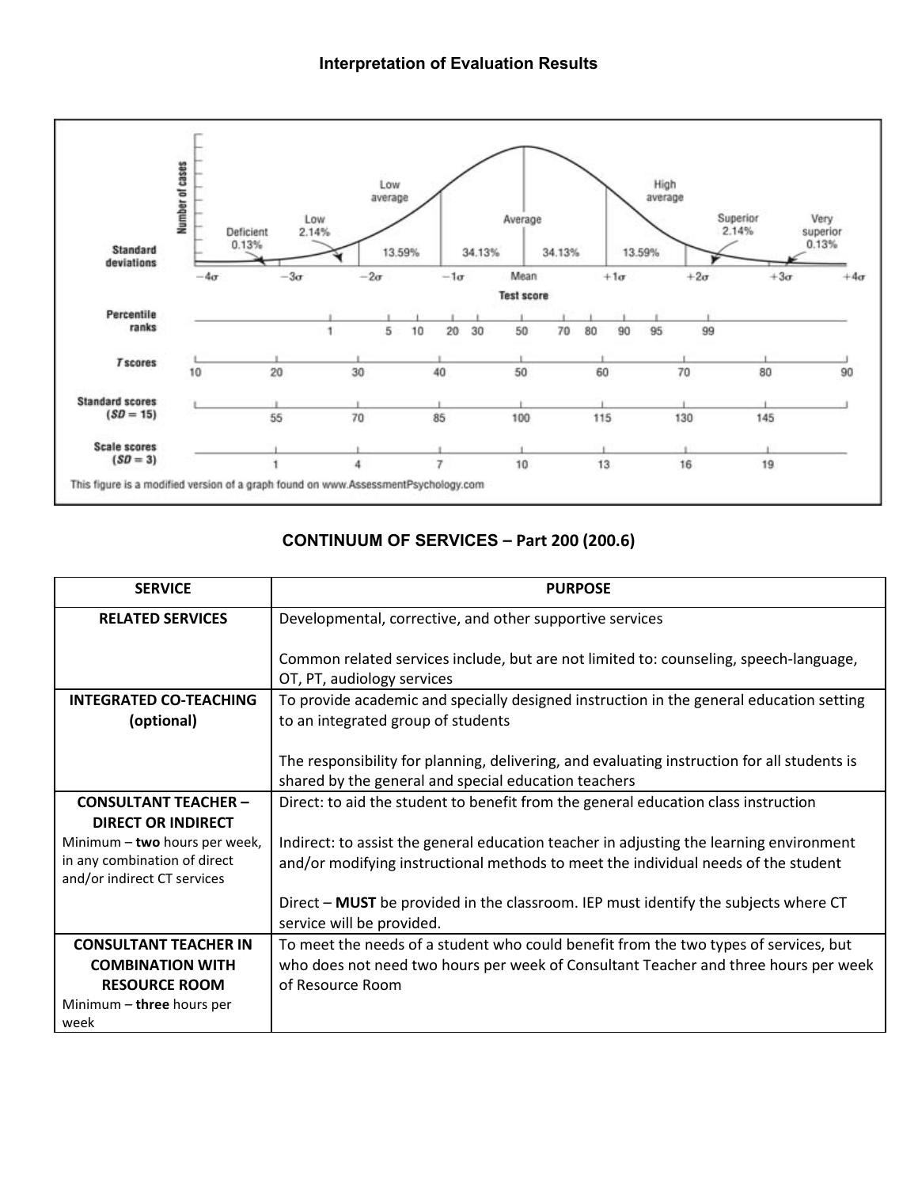### Interpretation of Evaluation Results

| Standard deviations | $-4\sigma$ | $-3\sigma$ | $-2\sigma$ | $-1\sigma$ | Mean | $+1\sigma$ | $+2\sigma$ | $+3\sigma$ | $+4\sigma$ |
|---|---|---|---|---|---|---|---|---|---|
| Percentile ranks | | | 1 | 5, 10, 20, 30 | 50 | 70, 80, 90, 95 | 99 | | |
| *T* scores | 10 | 20 | 30 | 40 | 50 | 60 | 70 | 80 | 90 |
| Standard scores ($SD = 15$) | | 55 | 70 | 85 | 100 | 115 | 130 | 145 | |
| Scale scores ($SD = 3$) | | 1 | 4 | 7 | 10 | 13 | 16 | 19 | |

Distribution areas (Number of cases by Test score): Deficient 0.13%; Low 2.14%; Low average 13.59%; Average 34.13% | 34.13%; High average 13.59%; Superior 2.14%; Very superior 0.13%

This figure is a modified version of a graph found on www.AssessmentPsychology.com

### CONTINUUM OF SERVICES – Part 200 (200.6)

| SERVICE | PURPOSE |
|---|---|
| **RELATED SERVICES** | Developmental, corrective, and other supportive services<br><br>Common related services include, but are not limited to: counseling, speech-language, OT, PT, audiology services |
| **INTEGRATED CO-TEACHING (optional)** | To provide academic and specially designed instruction in the general education setting to an integrated group of students<br><br>The responsibility for planning, delivering, and evaluating instruction for all students is shared by the general and special education teachers |
| **CONSULTANT TEACHER – DIRECT OR INDIRECT**<br>Minimum – **two** hours per week, in any combination of direct and/or indirect CT services | Direct: to aid the student to benefit from the general education class instruction<br><br>Indirect: to assist the general education teacher in adjusting the learning environment and/or modifying instructional methods to meet the individual needs of the student<br><br>Direct – **MUST** be provided in the classroom. IEP must identify the subjects where CT service will be provided. |
| **CONSULTANT TEACHER IN COMBINATION WITH RESOURCE ROOM**<br>Minimum – **three** hours per week | To meet the needs of a student who could benefit from the two types of services, but who does not need two hours per week of Consultant Teacher and three hours per week of Resource Room |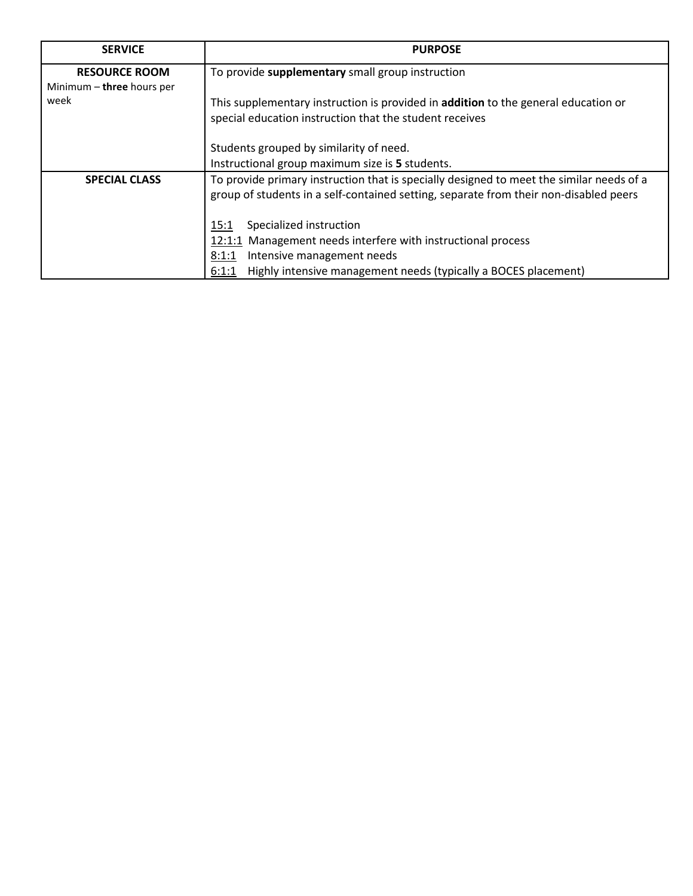| SERVICE | PURPOSE |
| --- | --- |
| **RESOURCE ROOM**<br>Minimum – **three** hours per week | To provide **supplementary** small group instruction<br><br>This supplementary instruction is provided in **addition** to the general education or special education instruction that the student receives<br><br>Students grouped by similarity of need.<br>Instructional group maximum size is **5** students. |
| **SPECIAL CLASS** | To provide primary instruction that is specially designed to meet the similar needs of a group of students in a self-contained setting, separate from their non-disabled peers<br><br><u>15:1</u> Specialized instruction<br><u>12:1:1</u> Management needs interfere with instructional process<br><u>8:1:1</u> Intensive management needs<br><u>6:1:1</u> Highly intensive management needs (typically a BOCES placement) |